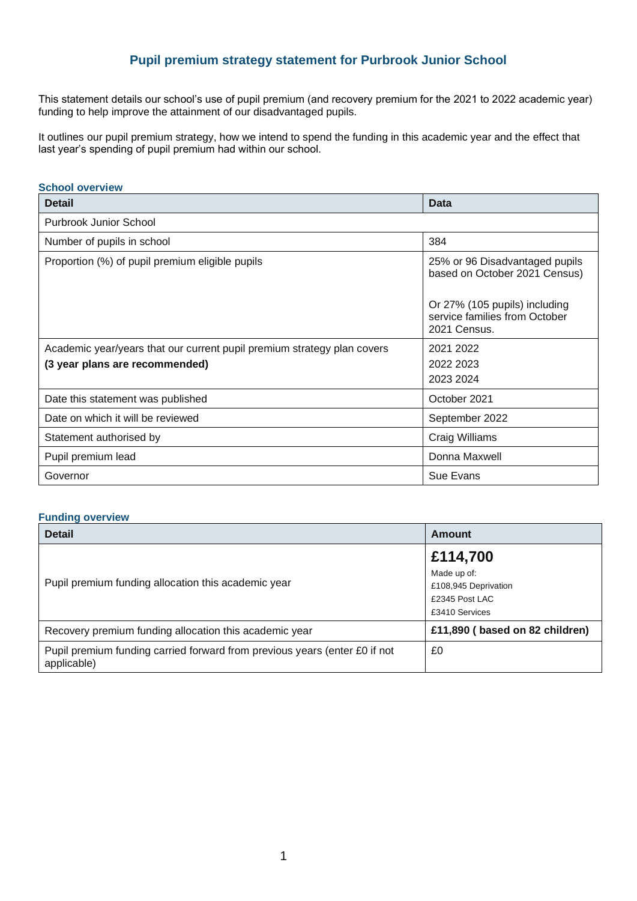# Pupil premium strategy statement for Purbrook Junior School

This statement details our school's use of pupil premium (and recovery premium for the 2021 to 2022 academic year) funding to help improve the attainment of our disadvantaged pupils.

It outlines our pupil premium strategy, how we intend to spend the funding in this academic year and the effect that last year's spending of pupil premium had within our school.

## School overview

| Detail | Data |
| --- | --- |
| Purbrook Junior School | |
| Number of pupils in school | 384 |
| Proportion (%) of pupil premium eligible pupils | 25% or 96 Disadvantaged pupils based on October 2021 Census)<br><br>Or 27% (105 pupils) including service families from October 2021 Census. |
| Academic year/years that our current pupil premium strategy plan covers<br>**(3 year plans are recommended)** | 2021 2022<br>2022 2023<br>2023 2024 |
| Date this statement was published | October 2021 |
| Date on which it will be reviewed | September 2022 |
| Statement authorised by | Craig Williams |
| Pupil premium lead | Donna Maxwell |
| Governor | Sue Evans |

## Funding overview

| Detail | Amount |
| --- | --- |
| Pupil premium funding allocation this academic year | **£114,700**<br>Made up of:<br>£108,945 Deprivation<br>£2345 Post LAC<br>£3410 Services |
| Recovery premium funding allocation this academic year | **£11,890 ( based on 82 children)** |
| Pupil premium funding carried forward from previous years (enter £0 if not applicable) | £0 |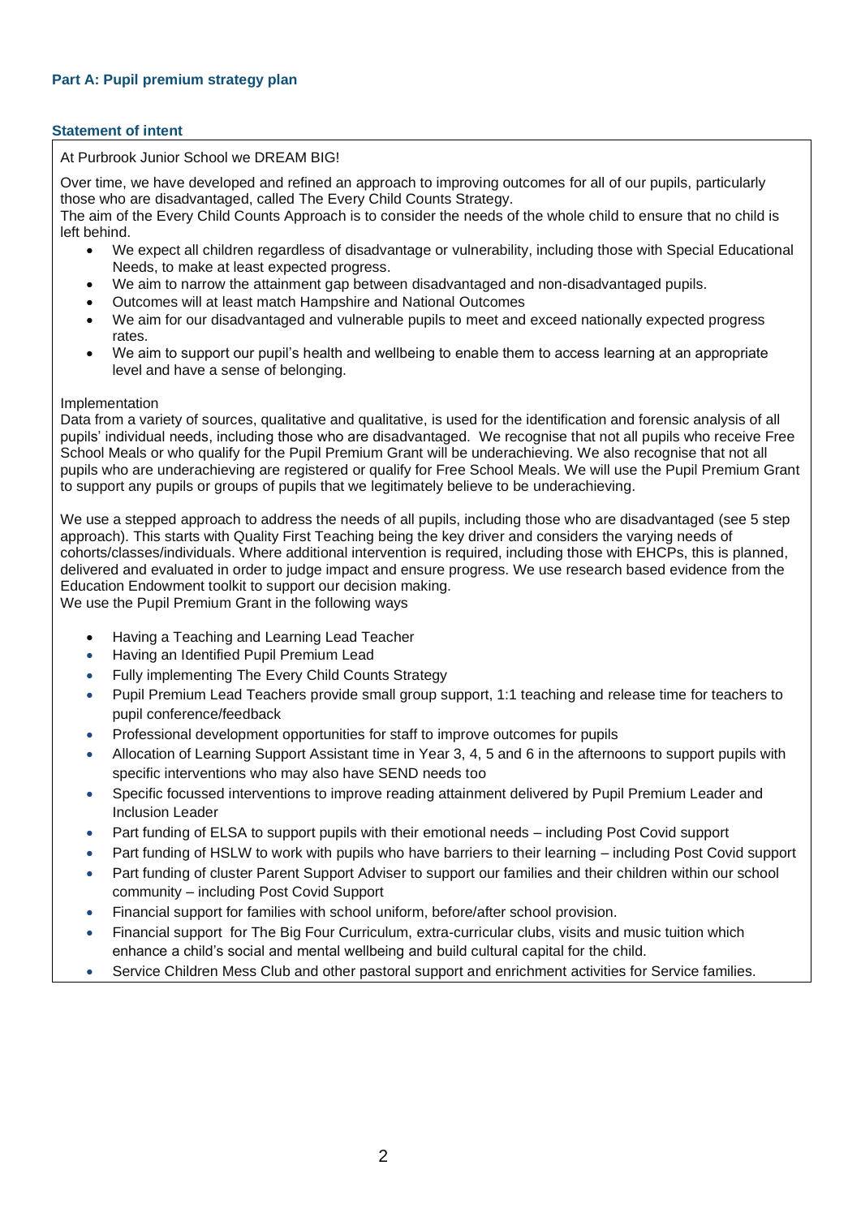### Part A: Pupil premium strategy plan

#### Statement of intent

At Purbrook Junior School we DREAM BIG!

Over time, we have developed and refined an approach to improving outcomes for all of our pupils, particularly those who are disadvantaged, called The Every Child Counts Strategy.
The aim of the Every Child Counts Approach is to consider the needs of the whole child to ensure that no child is left behind.

- We expect all children regardless of disadvantage or vulnerability, including those with Special Educational Needs, to make at least expected progress.
- We aim to narrow the attainment gap between disadvantaged and non-disadvantaged pupils.
- Outcomes will at least match Hampshire and National Outcomes
- We aim for our disadvantaged and vulnerable pupils to meet and exceed nationally expected progress rates.
- We aim to support our pupil's health and wellbeing to enable them to access learning at an appropriate level and have a sense of belonging.

Implementation
Data from a variety of sources, qualitative and qualitative, is used for the identification and forensic analysis of all pupils' individual needs, including those who are disadvantaged. We recognise that not all pupils who receive Free School Meals or who qualify for the Pupil Premium Grant will be underachieving. We also recognise that not all pupils who are underachieving are registered or qualify for Free School Meals. We will use the Pupil Premium Grant to support any pupils or groups of pupils that we legitimately believe to be underachieving.

We use a stepped approach to address the needs of all pupils, including those who are disadvantaged (see 5 step approach). This starts with Quality First Teaching being the key driver and considers the varying needs of cohorts/classes/individuals. Where additional intervention is required, including those with EHCPs, this is planned, delivered and evaluated in order to judge impact and ensure progress. We use research based evidence from the Education Endowment toolkit to support our decision making.
We use the Pupil Premium Grant in the following ways

- Having a Teaching and Learning Lead Teacher
- Having an Identified Pupil Premium Lead
- Fully implementing The Every Child Counts Strategy
- Pupil Premium Lead Teachers provide small group support, 1:1 teaching and release time for teachers to pupil conference/feedback
- Professional development opportunities for staff to improve outcomes for pupils
- Allocation of Learning Support Assistant time in Year 3, 4, 5 and 6 in the afternoons to support pupils with specific interventions who may also have SEND needs too
- Specific focussed interventions to improve reading attainment delivered by Pupil Premium Leader and Inclusion Leader
- Part funding of ELSA to support pupils with their emotional needs – including Post Covid support
- Part funding of HSLW to work with pupils who have barriers to their learning – including Post Covid support
- Part funding of cluster Parent Support Adviser to support our families and their children within our school community – including Post Covid Support
- Financial support for families with school uniform, before/after school provision.
- Financial support for The Big Four Curriculum, extra-curricular clubs, visits and music tuition which enhance a child's social and mental wellbeing and build cultural capital for the child.
- Service Children Mess Club and other pastoral support and enrichment activities for Service families.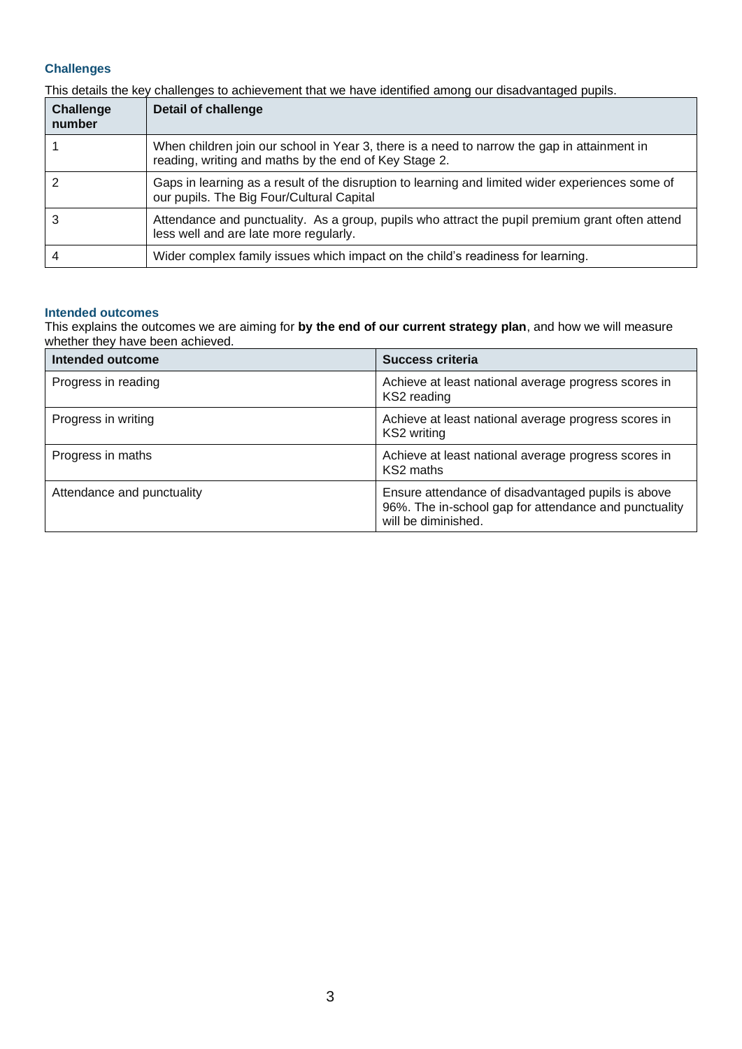### Challenges

This details the key challenges to achievement that we have identified among our disadvantaged pupils.

| Challenge number | Detail of challenge |
|---|---|
| 1 | When children join our school in Year 3, there is a need to narrow the gap in attainment in reading, writing and maths by the end of Key Stage 2. |
| 2 | Gaps in learning as a result of the disruption to learning and limited wider experiences some of our pupils. The Big Four/Cultural Capital |
| 3 | Attendance and punctuality. As a group, pupils who attract the pupil premium grant often attend less well and are late more regularly. |
| 4 | Wider complex family issues which impact on the child's readiness for learning. |

### Intended outcomes

This explains the outcomes we are aiming for **by the end of our current strategy plan**, and how we will measure whether they have been achieved.

| Intended outcome | Success criteria |
|---|---|
| Progress in reading | Achieve at least national average progress scores in KS2 reading |
| Progress in writing | Achieve at least national average progress scores in KS2 writing |
| Progress in maths | Achieve at least national average progress scores in KS2 maths |
| Attendance and punctuality | Ensure attendance of disadvantaged pupils is above 96%. The in-school gap for attendance and punctuality will be diminished. |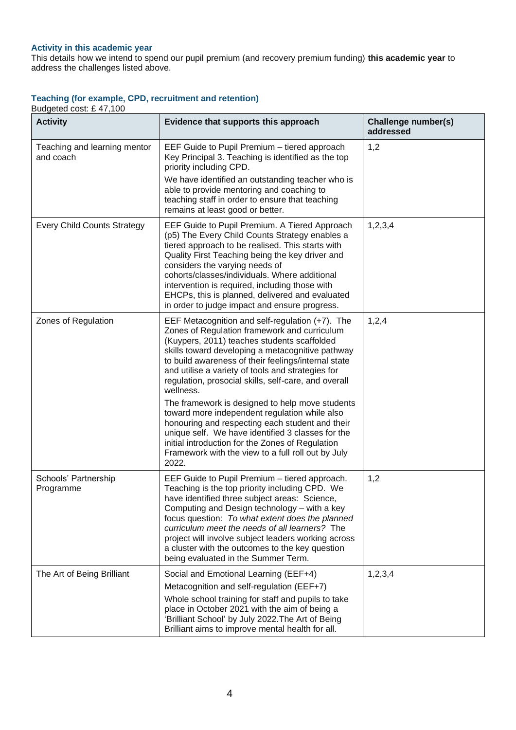### Activity in this academic year

This details how we intend to spend our pupil premium (and recovery premium funding) **this academic year** to address the challenges listed above.

### Teaching (for example, CPD, recruitment and retention)

Budgeted cost: £ 47,100

| Activity | Evidence that supports this approach | Challenge number(s) addressed |
|---|---|---|
| Teaching and learning mentor and coach | EEF Guide to Pupil Premium – tiered approach Key Principal 3. Teaching is identified as the top priority including CPD.<br><br>We have identified an outstanding teacher who is able to provide mentoring and coaching to teaching staff in order to ensure that teaching remains at least good or better. | 1,2 |
| Every Child Counts Strategy | EEF Guide to Pupil Premium. A Tiered Approach (p5) The Every Child Counts Strategy enables a tiered approach to be realised. This starts with Quality First Teaching being the key driver and considers the varying needs of cohorts/classes/individuals. Where additional intervention is required, including those with EHCPs, this is planned, delivered and evaluated in order to judge impact and ensure progress. | 1,2,3,4 |
| Zones of Regulation | EEF Metacognition and self-regulation (+7). The Zones of Regulation framework and curriculum (Kuypers, 2011) teaches students scaffolded skills toward developing a metacognitive pathway to build awareness of their feelings/internal state and utilise a variety of tools and strategies for regulation, prosocial skills, self-care, and overall wellness.<br><br>The framework is designed to help move students toward more independent regulation while also honouring and respecting each student and their unique self. We have identified 3 classes for the initial introduction for the Zones of Regulation Framework with the view to a full roll out by July 2022. | 1,2,4 |
| Schools' Partnership Programme | EEF Guide to Pupil Premium – tiered approach. Teaching is the top priority including CPD. We have identified three subject areas: Science, Computing and Design technology – with a key focus question: *To what extent does the planned curriculum meet the needs of all learners?* The project will involve subject leaders working across a cluster with the outcomes to the key question being evaluated in the Summer Term. | 1,2 |
| The Art of Being Brilliant | Social and Emotional Learning (EEF+4)<br><br>Metacognition and self-regulation (EEF+7)<br><br>Whole school training for staff and pupils to take place in October 2021 with the aim of being a 'Brilliant School' by July 2022.The Art of Being Brilliant aims to improve mental health for all. | 1,2,3,4 |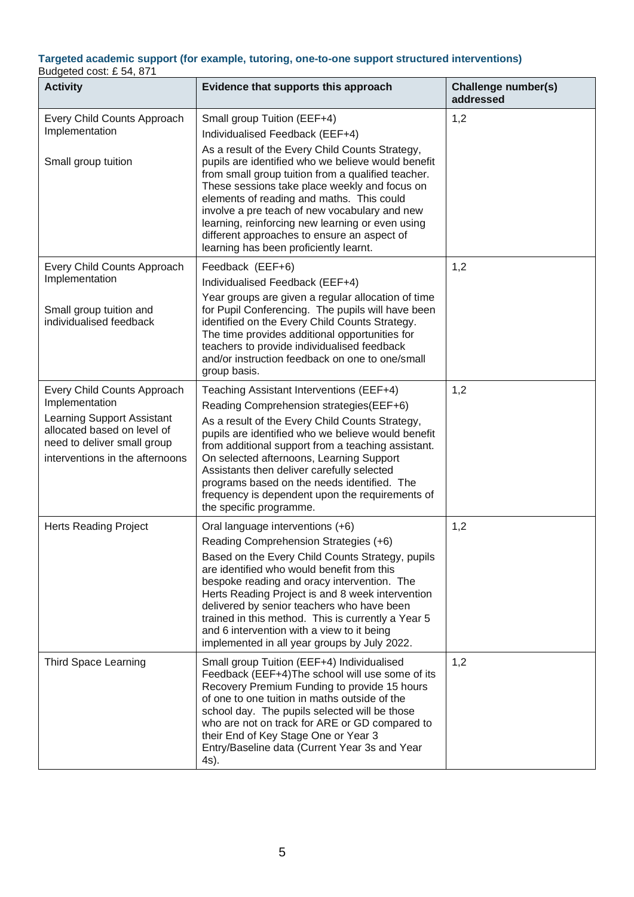### Targeted academic support (for example, tutoring, one-to-one support structured interventions)

Budgeted cost: £ 54, 871

| Activity | Evidence that supports this approach | Challenge number(s) addressed |
|---|---|---|
| Every Child Counts Approach Implementation<br><br>Small group tuition | Small group Tuition (EEF+4)<br>Individualised Feedback (EEF+4)<br>As a result of the Every Child Counts Strategy, pupils are identified who we believe would benefit from small group tuition from a qualified teacher. These sessions take place weekly and focus on elements of reading and maths. This could involve a pre teach of new vocabulary and new learning, reinforcing new learning or even using different approaches to ensure an aspect of learning has been proficiently learnt. | 1,2 |
| Every Child Counts Approach Implementation<br><br>Small group tuition and individualised feedback | Feedback (EEF+6)<br>Individualised Feedback (EEF+4)<br>Year groups are given a regular allocation of time for Pupil Conferencing. The pupils will have been identified on the Every Child Counts Strategy. The time provides additional opportunities for teachers to provide individualised feedback and/or instruction feedback on one to one/small group basis. | 1,2 |
| Every Child Counts Approach Implementation<br>Learning Support Assistant allocated based on level of need to deliver small group interventions in the afternoons | Teaching Assistant Interventions (EEF+4)<br>Reading Comprehension strategies(EEF+6)<br>As a result of the Every Child Counts Strategy, pupils are identified who we believe would benefit from additional support from a teaching assistant. On selected afternoons, Learning Support Assistants then deliver carefully selected programs based on the needs identified. The frequency is dependent upon the requirements of the specific programme. | 1,2 |
| Herts Reading Project | Oral language interventions (+6)<br>Reading Comprehension Strategies (+6)<br>Based on the Every Child Counts Strategy, pupils are identified who would benefit from this bespoke reading and oracy intervention. The Herts Reading Project is and 8 week intervention delivered by senior teachers who have been trained in this method. This is currently a Year 5 and 6 intervention with a view to it being implemented in all year groups by July 2022. | 1,2 |
| Third Space Learning | Small group Tuition (EEF+4) Individualised Feedback (EEF+4)The school will use some of its Recovery Premium Funding to provide 15 hours of one to one tuition in maths outside of the school day. The pupils selected will be those who are not on track for ARE or GD compared to their End of Key Stage One or Year 3 Entry/Baseline data (Current Year 3s and Year 4s). | 1,2 |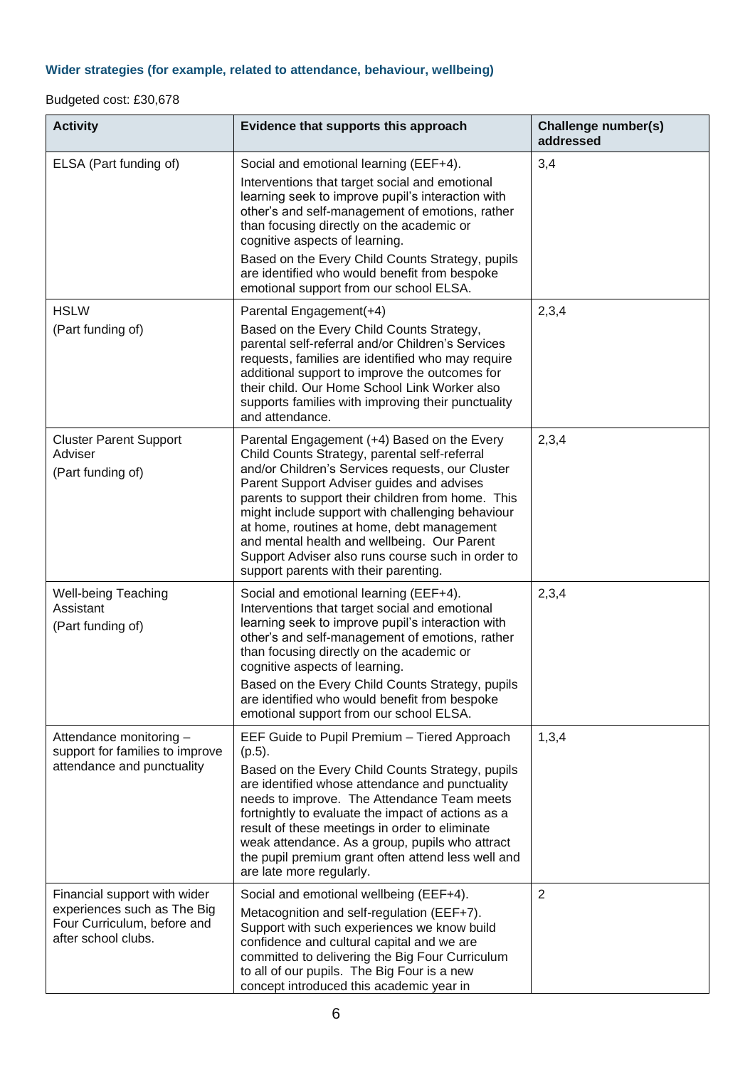### Wider strategies (for example, related to attendance, behaviour, wellbeing)

Budgeted cost: £30,678

| Activity | Evidence that supports this approach | Challenge number(s) addressed |
|---|---|---|
| ELSA (Part funding of) | Social and emotional learning (EEF+4).<br>Interventions that target social and emotional learning seek to improve pupil's interaction with other's and self-management of emotions, rather than focusing directly on the academic or cognitive aspects of learning.<br>Based on the Every Child Counts Strategy, pupils are identified who would benefit from bespoke emotional support from our school ELSA. | 3,4 |
| HSLW<br>(Part funding of) | Parental Engagement(+4)<br>Based on the Every Child Counts Strategy, parental self-referral and/or Children's Services requests, families are identified who may require additional support to improve the outcomes for their child. Our Home School Link Worker also supports families with improving their punctuality and attendance. | 2,3,4 |
| Cluster Parent Support Adviser<br>(Part funding of) | Parental Engagement (+4) Based on the Every Child Counts Strategy, parental self-referral and/or Children's Services requests, our Cluster Parent Support Adviser guides and advises parents to support their children from home. This might include support with challenging behaviour at home, routines at home, debt management and mental health and wellbeing. Our Parent Support Adviser also runs course such in order to support parents with their parenting. | 2,3,4 |
| Well-being Teaching Assistant<br>(Part funding of) | Social and emotional learning (EEF+4). Interventions that target social and emotional learning seek to improve pupil's interaction with other's and self-management of emotions, rather than focusing directly on the academic or cognitive aspects of learning.<br>Based on the Every Child Counts Strategy, pupils are identified who would benefit from bespoke emotional support from our school ELSA. | 2,3,4 |
| Attendance monitoring – support for families to improve attendance and punctuality | EEF Guide to Pupil Premium – Tiered Approach (p.5).<br>Based on the Every Child Counts Strategy, pupils are identified whose attendance and punctuality needs to improve. The Attendance Team meets fortnightly to evaluate the impact of actions as a result of these meetings in order to eliminate weak attendance. As a group, pupils who attract the pupil premium grant often attend less well and are late more regularly. | 1,3,4 |
| Financial support with wider experiences such as The Big Four Curriculum, before and after school clubs. | Social and emotional wellbeing (EEF+4).<br>Metacognition and self-regulation (EEF+7). Support with such experiences we know build confidence and cultural capital and we are committed to delivering the Big Four Curriculum to all of our pupils. The Big Four is a new concept introduced this academic year in | 2 |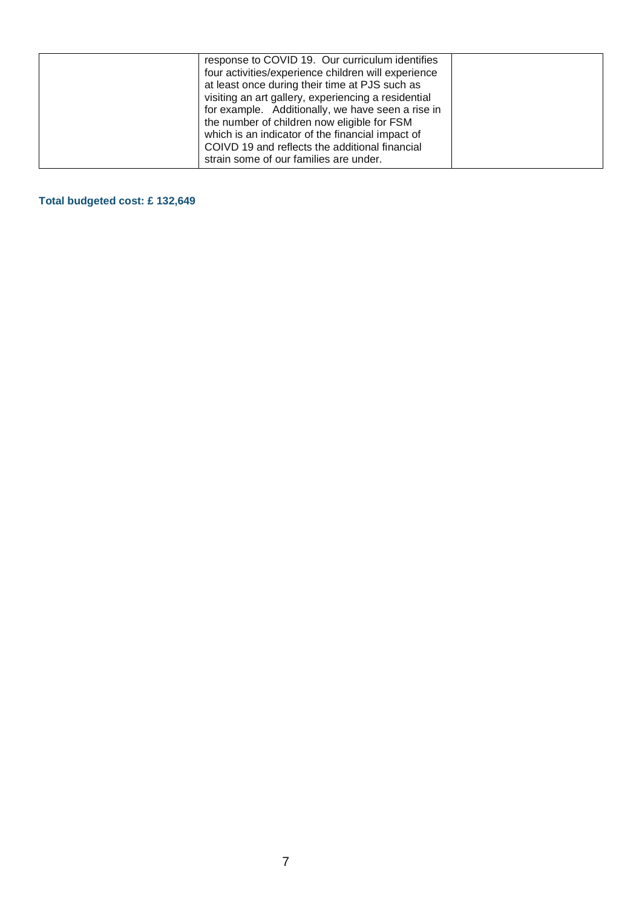| | | |
|---|---|---|
| | response to COVID 19. Our curriculum identifies four activities/experience children will experience at least once during their time at PJS such as visiting an art gallery, experiencing a residential for example. Additionally, we have seen a rise in the number of children now eligible for FSM which is an indicator of the financial impact of COIVD 19 and reflects the additional financial strain some of our families are under. | |

**Total budgeted cost: £ 132,649**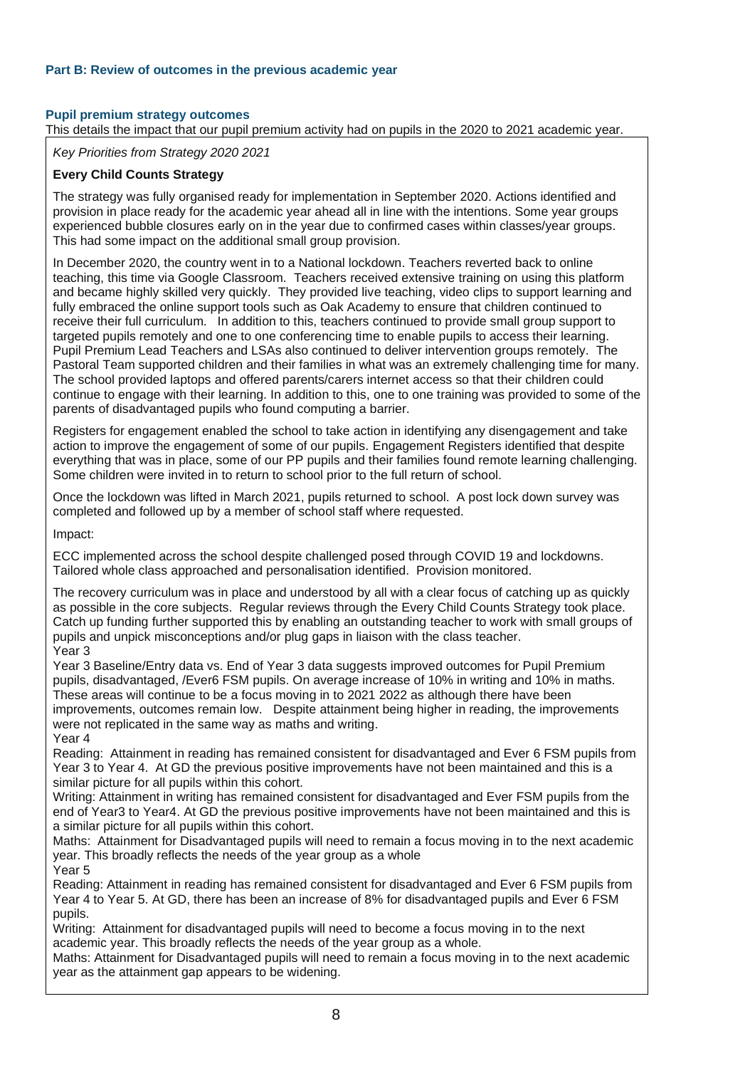**Part B: Review of outcomes in the previous academic year**

**Pupil premium strategy outcomes**

This details the impact that our pupil premium activity had on pupils in the 2020 to 2021 academic year.

*Key Priorities from Strategy 2020 2021*

**Every Child Counts Strategy**

The strategy was fully organised ready for implementation in September 2020. Actions identified and provision in place ready for the academic year ahead all in line with the intentions. Some year groups experienced bubble closures early on in the year due to confirmed cases within classes/year groups. This had some impact on the additional small group provision.

In December 2020, the country went in to a National lockdown. Teachers reverted back to online teaching, this time via Google Classroom. Teachers received extensive training on using this platform and became highly skilled very quickly. They provided live teaching, video clips to support learning and fully embraced the online support tools such as Oak Academy to ensure that children continued to receive their full curriculum. In addition to this, teachers continued to provide small group support to targeted pupils remotely and one to one conferencing time to enable pupils to access their learning. Pupil Premium Lead Teachers and LSAs also continued to deliver intervention groups remotely. The Pastoral Team supported children and their families in what was an extremely challenging time for many. The school provided laptops and offered parents/carers internet access so that their children could continue to engage with their learning. In addition to this, one to one training was provided to some of the parents of disadvantaged pupils who found computing a barrier.

Registers for engagement enabled the school to take action in identifying any disengagement and take action to improve the engagement of some of our pupils. Engagement Registers identified that despite everything that was in place, some of our PP pupils and their families found remote learning challenging. Some children were invited in to return to school prior to the full return of school.

Once the lockdown was lifted in March 2021, pupils returned to school. A post lock down survey was completed and followed up by a member of school staff where requested.

Impact:

ECC implemented across the school despite challenged posed through COVID 19 and lockdowns. Tailored whole class approached and personalisation identified. Provision monitored.

The recovery curriculum was in place and understood by all with a clear focus of catching up as quickly as possible in the core subjects. Regular reviews through the Every Child Counts Strategy took place. Catch up funding further supported this by enabling an outstanding teacher to work with small groups of pupils and unpick misconceptions and/or plug gaps in liaison with the class teacher.

Year 3

Year 3 Baseline/Entry data vs. End of Year 3 data suggests improved outcomes for Pupil Premium pupils, disadvantaged, /Ever6 FSM pupils. On average increase of 10% in writing and 10% in maths. These areas will continue to be a focus moving in to 2021 2022 as although there have been improvements, outcomes remain low. Despite attainment being higher in reading, the improvements were not replicated in the same way as maths and writing.

Year 4

Reading: Attainment in reading has remained consistent for disadvantaged and Ever 6 FSM pupils from Year 3 to Year 4. At GD the previous positive improvements have not been maintained and this is a similar picture for all pupils within this cohort.

Writing: Attainment in writing has remained consistent for disadvantaged and Ever FSM pupils from the end of Year3 to Year4. At GD the previous positive improvements have not been maintained and this is a similar picture for all pupils within this cohort.

Maths: Attainment for Disadvantaged pupils will need to remain a focus moving in to the next academic year. This broadly reflects the needs of the year group as a whole

Year 5

Reading: Attainment in reading has remained consistent for disadvantaged and Ever 6 FSM pupils from Year 4 to Year 5. At GD, there has been an increase of 8% for disadvantaged pupils and Ever 6 FSM pupils.

Writing: Attainment for disadvantaged pupils will need to become a focus moving in to the next academic year. This broadly reflects the needs of the year group as a whole.

Maths: Attainment for Disadvantaged pupils will need to remain a focus moving in to the next academic year as the attainment gap appears to be widening.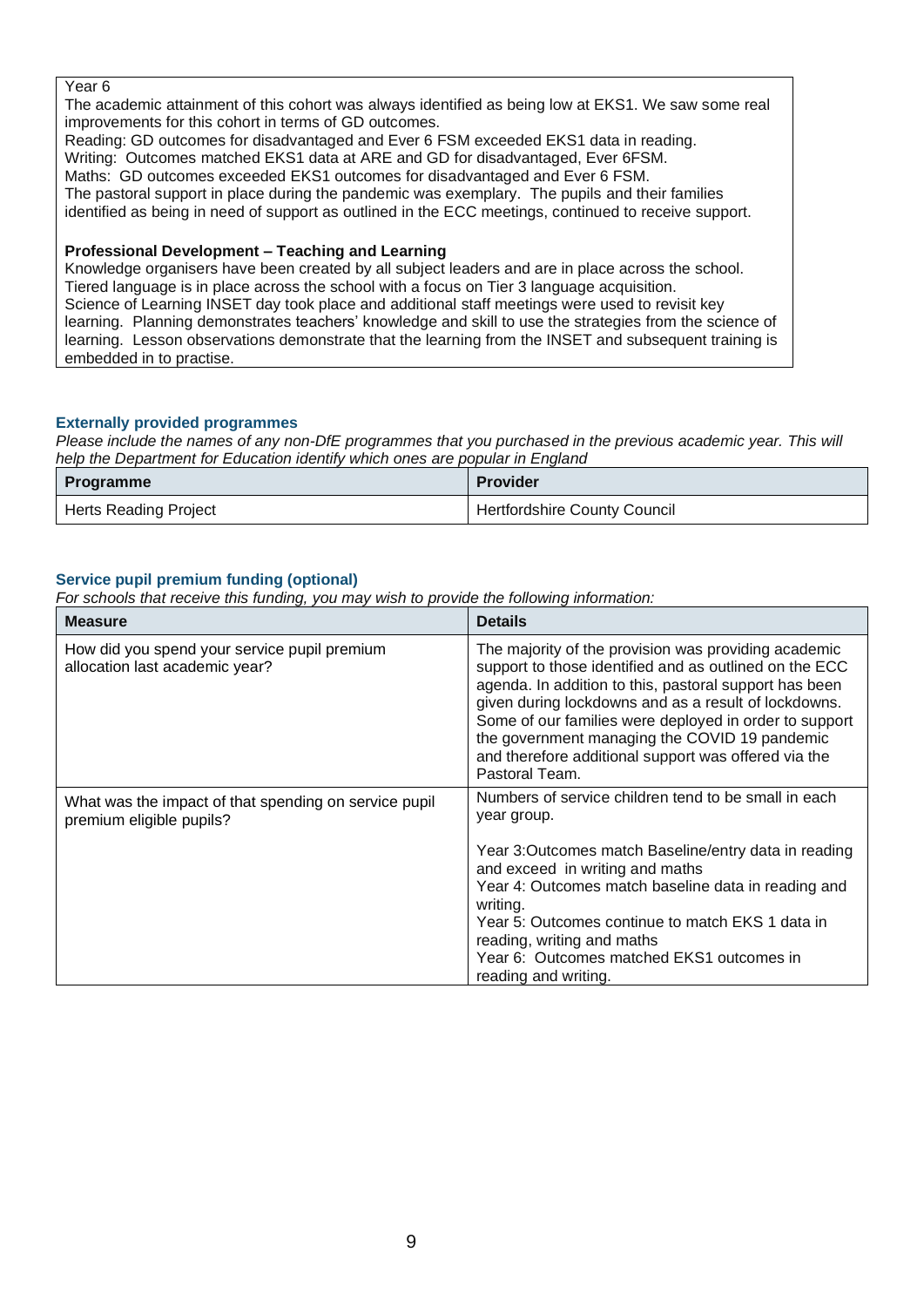Year 6
The academic attainment of this cohort was always identified as being low at EKS1. We saw some real improvements for this cohort in terms of GD outcomes.
Reading: GD outcomes for disadvantaged and Ever 6 FSM exceeded EKS1 data in reading.
Writing: Outcomes matched EKS1 data at ARE and GD for disadvantaged, Ever 6FSM.
Maths: GD outcomes exceeded EKS1 outcomes for disadvantaged and Ever 6 FSM.
The pastoral support in place during the pandemic was exemplary. The pupils and their families identified as being in need of support as outlined in the ECC meetings, continued to receive support.

**Professional Development – Teaching and Learning**
Knowledge organisers have been created by all subject leaders and are in place across the school.
Tiered language is in place across the school with a focus on Tier 3 language acquisition.
Science of Learning INSET day took place and additional staff meetings were used to revisit key learning. Planning demonstrates teachers' knowledge and skill to use the strategies from the science of learning. Lesson observations demonstrate that the learning from the INSET and subsequent training is embedded in to practise.

### Externally provided programmes

*Please include the names of any non-DfE programmes that you purchased in the previous academic year. This will help the Department for Education identify which ones are popular in England*

| Programme | Provider |
|---|---|
| Herts Reading Project | Hertfordshire County Council |

### Service pupil premium funding (optional)

*For schools that receive this funding, you may wish to provide the following information:*

| Measure | Details |
|---|---|
| How did you spend your service pupil premium allocation last academic year? | The majority of the provision was providing academic support to those identified and as outlined on the ECC agenda. In addition to this, pastoral support has been given during lockdowns and as a result of lockdowns. Some of our families were deployed in order to support the government managing the COVID 19 pandemic and therefore additional support was offered via the Pastoral Team. |
| What was the impact of that spending on service pupil premium eligible pupils? | Numbers of service children tend to be small in each year group.<br><br>Year 3:Outcomes match Baseline/entry data in reading and exceed in writing and maths<br>Year 4: Outcomes match baseline data in reading and writing.<br>Year 5: Outcomes continue to match EKS 1 data in reading, writing and maths<br>Year 6: Outcomes matched EKS1 outcomes in reading and writing. |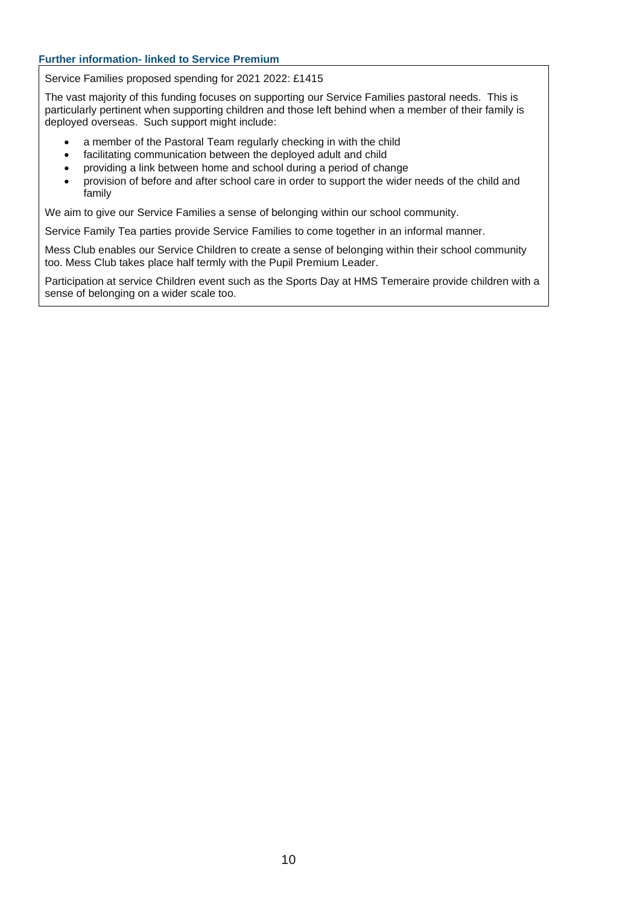### Further information- linked to Service Premium

Service Families proposed spending for 2021 2022: £1415

The vast majority of this funding focuses on supporting our Service Families pastoral needs. This is particularly pertinent when supporting children and those left behind when a member of their family is deployed overseas. Such support might include:

- a member of the Pastoral Team regularly checking in with the child
- facilitating communication between the deployed adult and child
- providing a link between home and school during a period of change
- provision of before and after school care in order to support the wider needs of the child and family

We aim to give our Service Families a sense of belonging within our school community.

Service Family Tea parties provide Service Families to come together in an informal manner.

Mess Club enables our Service Children to create a sense of belonging within their school community too. Mess Club takes place half termly with the Pupil Premium Leader.

Participation at service Children event such as the Sports Day at HMS Temeraire provide children with a sense of belonging on a wider scale too.